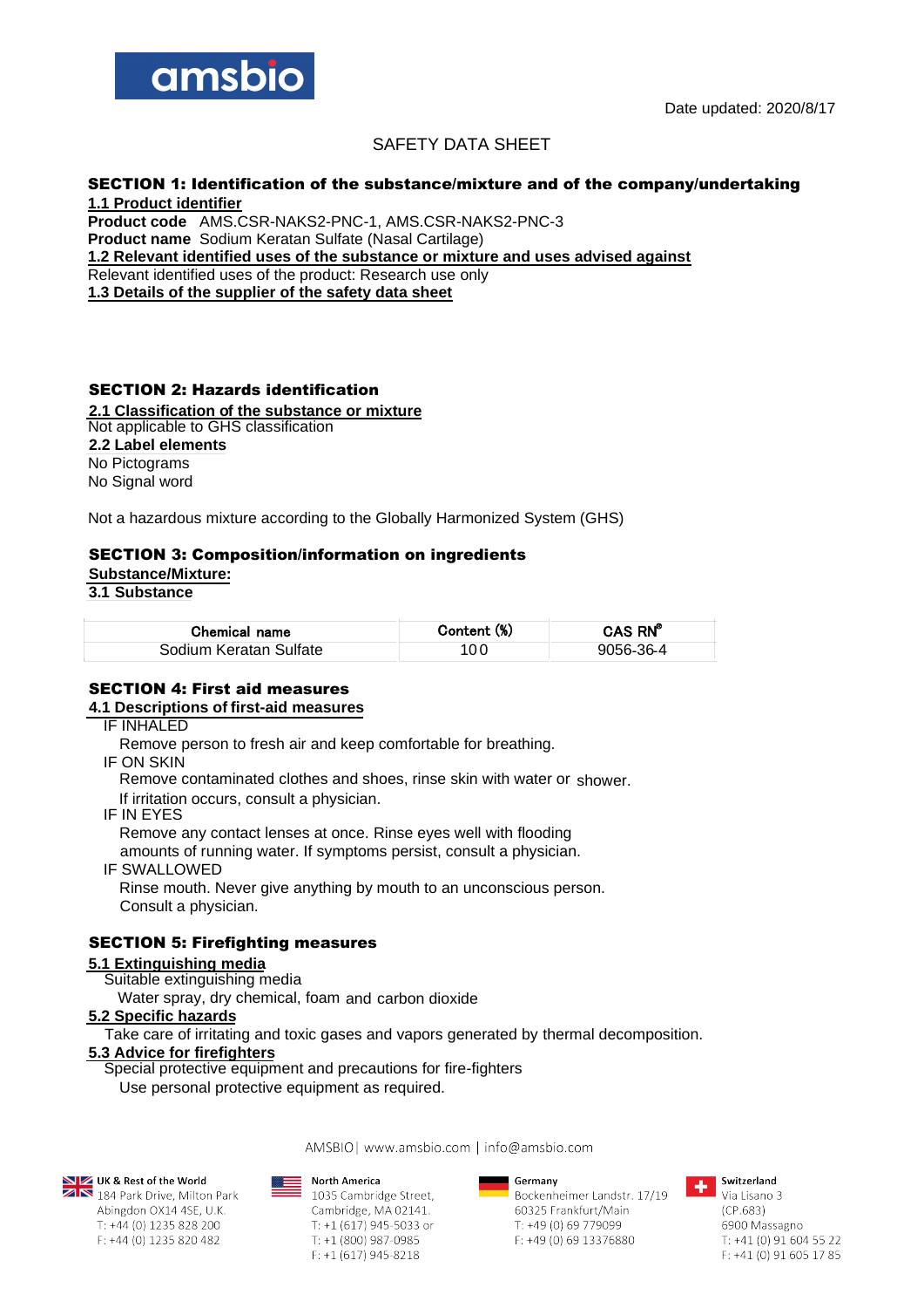Date updated: 2020/8/17

# SAFETY DATA SHEET

## SECTION 1: Identification of the substance/mixture and of the company/undertaking

**1.1 Product identifier**

**Product code** AMS.CSR-NAKS2-PNC-1, AMS.CSR-NAKS2-PNC-3

**Product name** Sodium Keratan Sulfate (Nasal Cartilage)

**1.2 Relevant identified uses of the substance or mixture and uses advised against**

Relevant identified uses of the product: Research use only

**1.3 Details of the supplier of the safety data sheet**

## SECTION 2: Hazards identification

**2.1 Classification of the substance or mixture**

Not applicable to GHS classification

**2.2 Label elements**

No Pictograms

No Signal word

Not a hazardous mixture according to the Globally Harmonized System (GHS)

## SECTION 3: Composition/information on ingredients

**Substance/Mixture:**

**3.1 Substance**

| Chemical name | Content (%) | CAS RN® |
|---|---|---|
| Sodium Keratan Sulfate | 100 | 9056-36-4 |

## SECTION 4: First aid measures

**4.1 Descriptions of first-aid measures**

IF INHALED

Remove person to fresh air and keep comfortable for breathing.

IF ON SKIN

Remove contaminated clothes and shoes, rinse skin with water or shower.

If irritation occurs, consult a physician.

IF IN EYES

Remove any contact lenses at once. Rinse eyes well with flooding amounts of running water. If symptoms persist, consult a physician.

IF SWALLOWED

Rinse mouth. Never give anything by mouth to an unconscious person.

Consult a physician.

## SECTION 5: Firefighting measures

**5.1 Extinguishing media**

Suitable extinguishing media

Water spray, dry chemical, foam and carbon dioxide

**5.2 Specific hazards**

Take care of irritating and toxic gases and vapors generated by thermal decomposition.

**5.3 Advice for firefighters**

Special protective equipment and precautions for fire-fighters

Use personal protective equipment as required.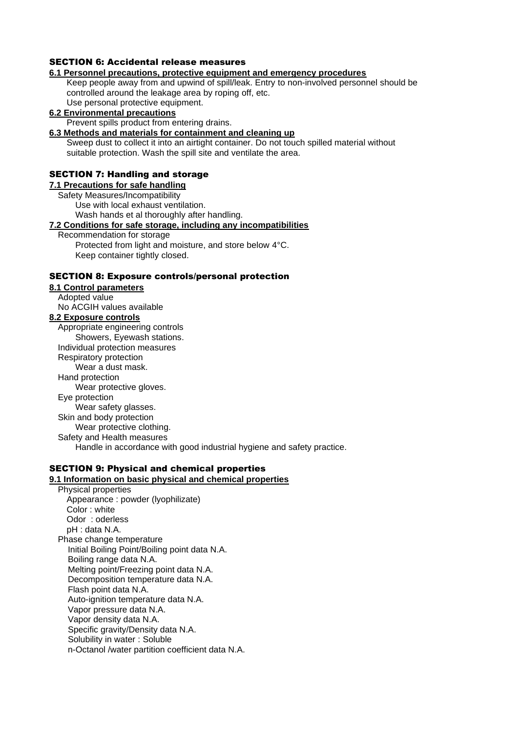## SECTION 6: Accidental release measures

### 6.1 Personnel precautions, protective equipment and emergency procedures

Keep people away from and upwind of spill/leak. Entry to non-involved personnel should be controlled around the leakage area by roping off, etc.
Use personal protective equipment.

### 6.2 Environmental precautions

Prevent spills product from entering drains.

### 6.3 Methods and materials for containment and cleaning up

Sweep dust to collect it into an airtight container. Do not touch spilled material without suitable protection. Wash the spill site and ventilate the area.

## SECTION 7: Handling and storage

### 7.1 Precautions for safe handling

Safety Measures/Incompatibility
Use with local exhaust ventilation.
Wash hands et al thoroughly after handling.

### 7.2 Conditions for safe storage, including any incompatibilities

Recommendation for storage
Protected from light and moisture, and store below 4°C.
Keep container tightly closed.

## SECTION 8: Exposure controls/personal protection

### 8.1 Control parameters

Adopted value
No ACGIH values available

### 8.2 Exposure controls

Appropriate engineering controls
Showers, Eyewash stations.
Individual protection measures
Respiratory protection
Wear a dust mask.
Hand protection
Wear protective gloves.
Eye protection
Wear safety glasses.
Skin and body protection
Wear protective clothing.
Safety and Health measures
Handle in accordance with good industrial hygiene and safety practice.

## SECTION 9: Physical and chemical properties

### 9.1 Information on basic physical and chemical properties

Physical properties
Appearance : powder (lyophilizate)
Color : white
Odor : oderless
pH : data N.A.
Phase change temperature
Initial Boiling Point/Boiling point data N.A.
Boiling range data N.A.
Melting point/Freezing point data N.A.
Decomposition temperature data N.A.
Flash point data N.A.
Auto-ignition temperature data N.A.
Vapor pressure data N.A.
Vapor density data N.A.
Specific gravity/Density data N.A.
Solubility in water : Soluble
n-Octanol /water partition coefficient data N.A.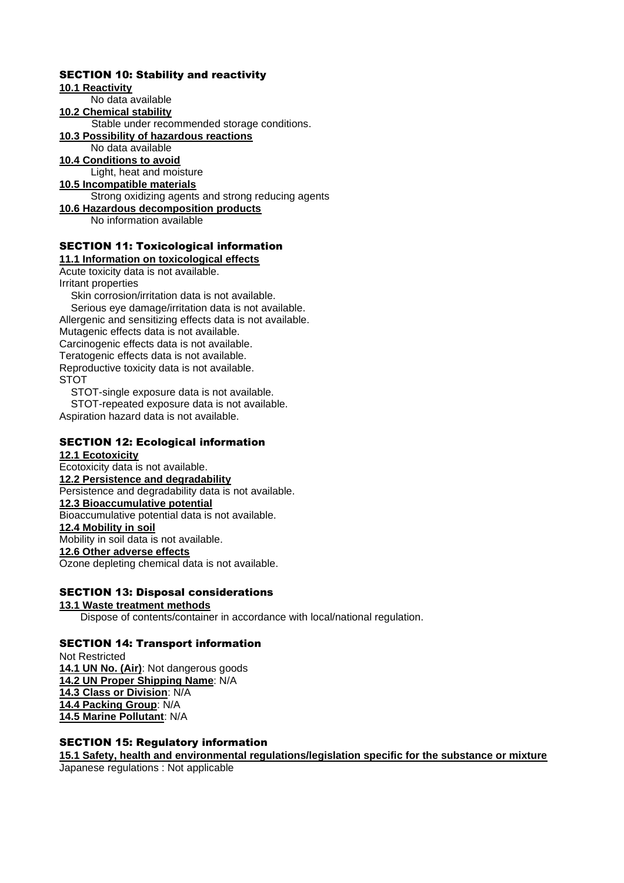## SECTION 10: Stability and reactivity

**10.1 Reactivity**

No data available

**10.2 Chemical stability**

Stable under recommended storage conditions.

**10.3 Possibility of hazardous reactions**

No data available

**10.4 Conditions to avoid**

Light, heat and moisture

**10.5 Incompatible materials**

Strong oxidizing agents and strong reducing agents

**10.6 Hazardous decomposition products**

No information available

## SECTION 11: Toxicological information

**11.1 Information on toxicological effects**

Acute toxicity data is not available.

Irritant properties

Skin corrosion/irritation data is not available.

Serious eye damage/irritation data is not available.

Allergenic and sensitizing effects data is not available.

Mutagenic effects data is not available.

Carcinogenic effects data is not available.

Teratogenic effects data is not available.

Reproductive toxicity data is not available.

STOT

STOT-single exposure data is not available.

STOT-repeated exposure data is not available.

Aspiration hazard data is not available.

## SECTION 12: Ecological information

**12.1 Ecotoxicity**

Ecotoxicity data is not available.

**12.2 Persistence and degradability**

Persistence and degradability data is not available.

**12.3 Bioaccumulative potential**

Bioaccumulative potential data is not available.

**12.4 Mobility in soil**

Mobility in soil data is not available.

**12.6 Other adverse effects**

Ozone depleting chemical data is not available.

## SECTION 13: Disposal considerations

**13.1 Waste treatment methods**

Dispose of contents/container in accordance with local/national regulation.

## SECTION 14: Transport information

Not Restricted

**14.1 UN No. (Air)**: Not dangerous goods

**14.2 UN Proper Shipping Name**: N/A

**14.3 Class or Division**: N/A

**14.4 Packing Group**: N/A

**14.5 Marine Pollutant**: N/A

## SECTION 15: Regulatory information

**15.1 Safety, health and environmental regulations/legislation specific for the substance or mixture**

Japanese regulations : Not applicable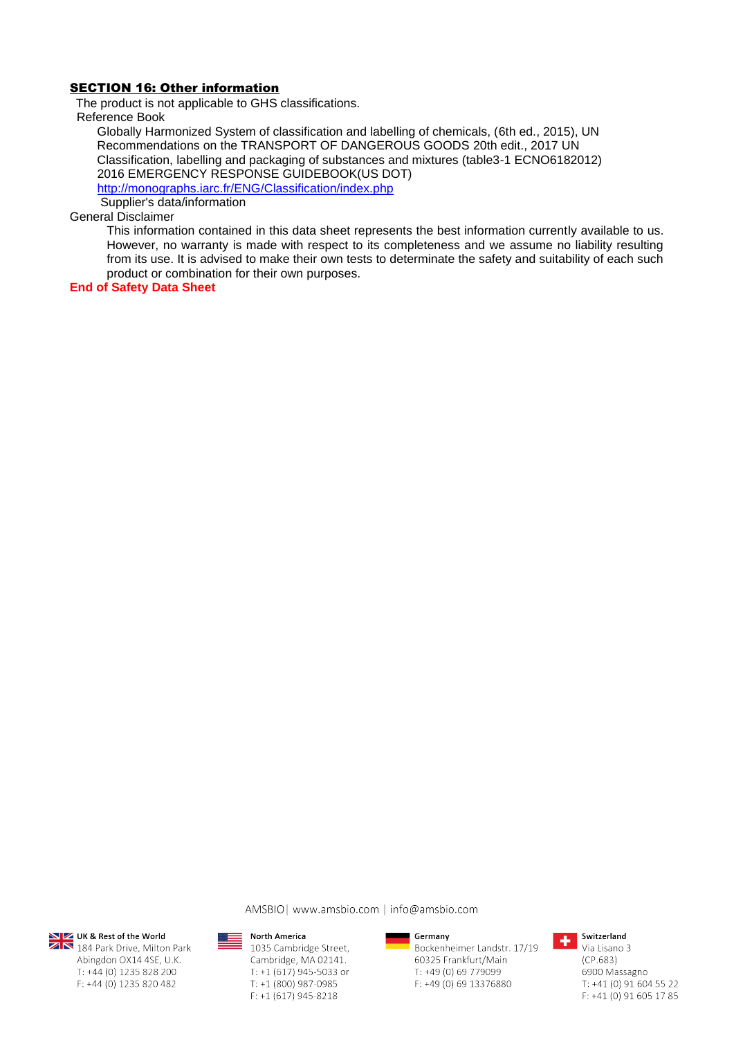## SECTION 16: Other information

The product is not applicable to GHS classifications.

Reference Book

Globally Harmonized System of classification and labelling of chemicals, (6th ed., 2015), UN Recommendations on the TRANSPORT OF DANGEROUS GOODS 20th edit., 2017 UN Classification, labelling and packaging of substances and mixtures (table3-1 ECNO6182012) 2016 EMERGENCY RESPONSE GUIDEBOOK(US DOT)

http://monographs.iarc.fr/ENG/Classification/index.php

Supplier's data/information

General Disclaimer

This information contained in this data sheet represents the best information currently available to us. However, no warranty is made with respect to its completeness and we assume no liability resulting from its use. It is advised to make their own tests to determinate the safety and suitability of each such product or combination for their own purposes.

**End of Safety Data Sheet**